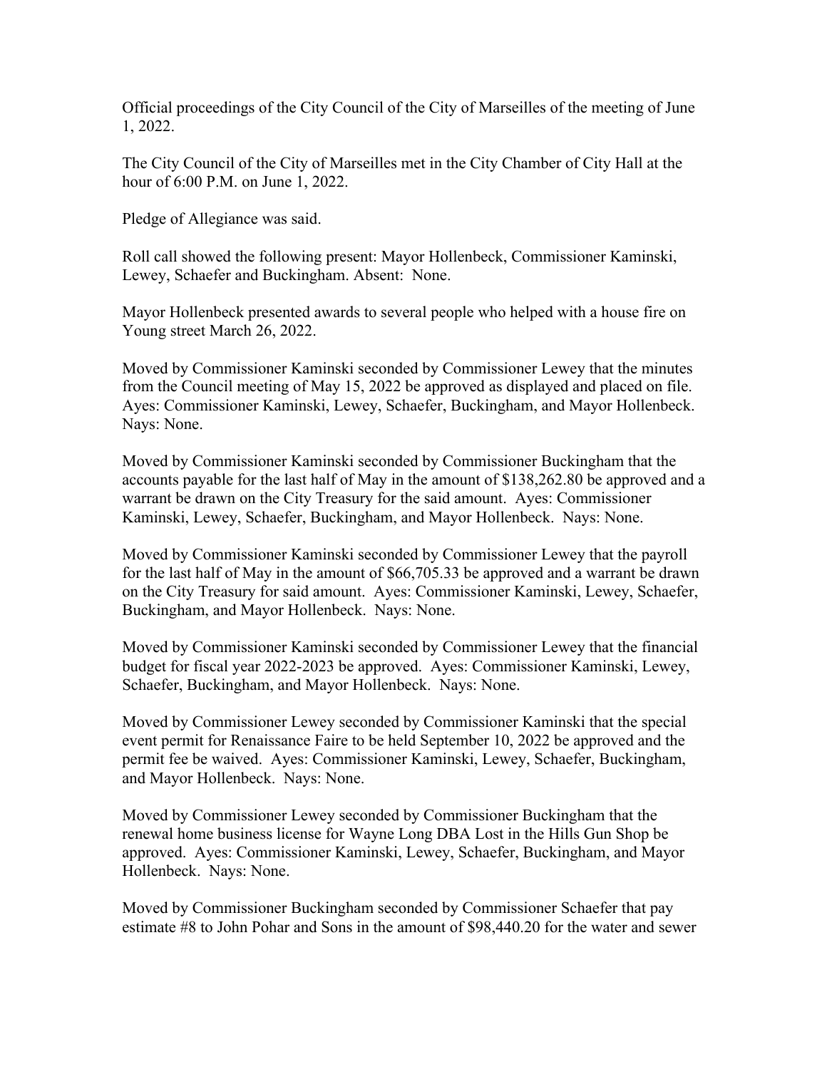Official proceedings of the City Council of the City of Marseilles of the meeting of June 1, 2022.

The City Council of the City of Marseilles met in the City Chamber of City Hall at the hour of 6:00 P.M. on June 1, 2022.

Pledge of Allegiance was said.

Roll call showed the following present: Mayor Hollenbeck, Commissioner Kaminski, Lewey, Schaefer and Buckingham. Absent: None.

Mayor Hollenbeck presented awards to several people who helped with a house fire on Young street March 26, 2022.

Moved by Commissioner Kaminski seconded by Commissioner Lewey that the minutes from the Council meeting of May 15, 2022 be approved as displayed and placed on file. Ayes: Commissioner Kaminski, Lewey, Schaefer, Buckingham, and Mayor Hollenbeck. Nays: None.

Moved by Commissioner Kaminski seconded by Commissioner Buckingham that the accounts payable for the last half of May in the amount of $138,262.80 be approved and a warrant be drawn on the City Treasury for the said amount. Ayes: Commissioner Kaminski, Lewey, Schaefer, Buckingham, and Mayor Hollenbeck. Nays: None.

Moved by Commissioner Kaminski seconded by Commissioner Lewey that the payroll for the last half of May in the amount of $66,705.33 be approved and a warrant be drawn on the City Treasury for said amount. Ayes: Commissioner Kaminski, Lewey, Schaefer, Buckingham, and Mayor Hollenbeck. Nays: None.

Moved by Commissioner Kaminski seconded by Commissioner Lewey that the financial budget for fiscal year 2022-2023 be approved. Ayes: Commissioner Kaminski, Lewey, Schaefer, Buckingham, and Mayor Hollenbeck. Nays: None.

Moved by Commissioner Lewey seconded by Commissioner Kaminski that the special event permit for Renaissance Faire to be held September 10, 2022 be approved and the permit fee be waived. Ayes: Commissioner Kaminski, Lewey, Schaefer, Buckingham, and Mayor Hollenbeck. Nays: None.

Moved by Commissioner Lewey seconded by Commissioner Buckingham that the renewal home business license for Wayne Long DBA Lost in the Hills Gun Shop be approved. Ayes: Commissioner Kaminski, Lewey, Schaefer, Buckingham, and Mayor Hollenbeck. Nays: None.

Moved by Commissioner Buckingham seconded by Commissioner Schaefer that pay estimate #8 to John Pohar and Sons in the amount of $98,440.20 for the water and sewer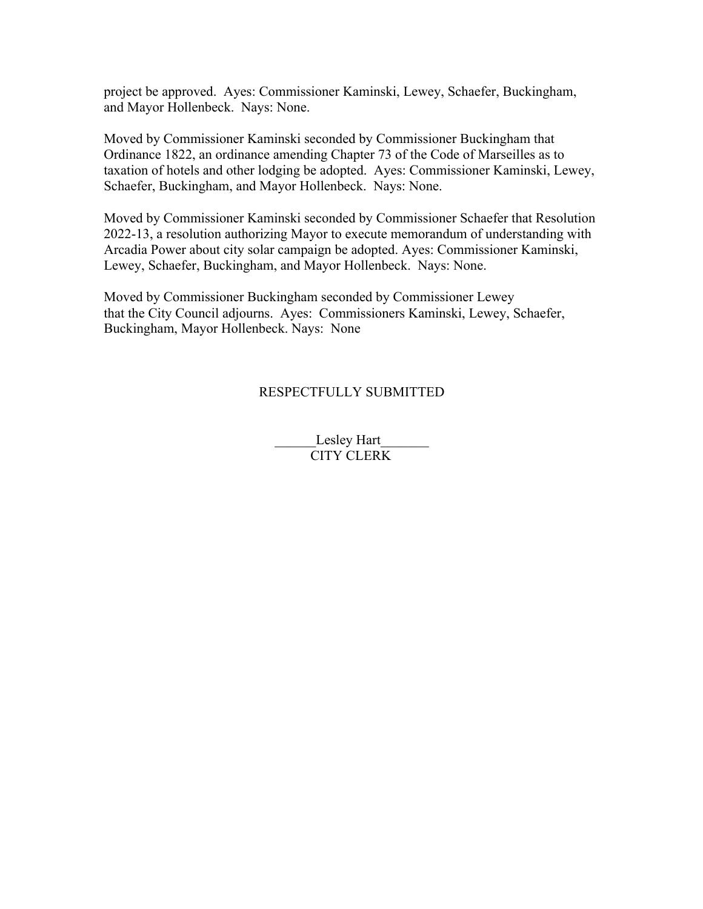project be approved. Ayes: Commissioner Kaminski, Lewey, Schaefer, Buckingham, and Mayor Hollenbeck. Nays: None.

Moved by Commissioner Kaminski seconded by Commissioner Buckingham that Ordinance 1822, an ordinance amending Chapter 73 of the Code of Marseilles as to taxation of hotels and other lodging be adopted. Ayes: Commissioner Kaminski, Lewey, Schaefer, Buckingham, and Mayor Hollenbeck. Nays: None.

Moved by Commissioner Kaminski seconded by Commissioner Schaefer that Resolution 2022-13, a resolution authorizing Mayor to execute memorandum of understanding with Arcadia Power about city solar campaign be adopted. Ayes: Commissioner Kaminski, Lewey, Schaefer, Buckingham, and Mayor Hollenbeck. Nays: None.

Moved by Commissioner Buckingham seconded by Commissioner Lewey that the City Council adjourns. Ayes: Commissioners Kaminski, Lewey, Schaefer, Buckingham, Mayor Hollenbeck. Nays: None

RESPECTFULLY SUBMITTED

______Lesley Hart_______
CITY CLERK